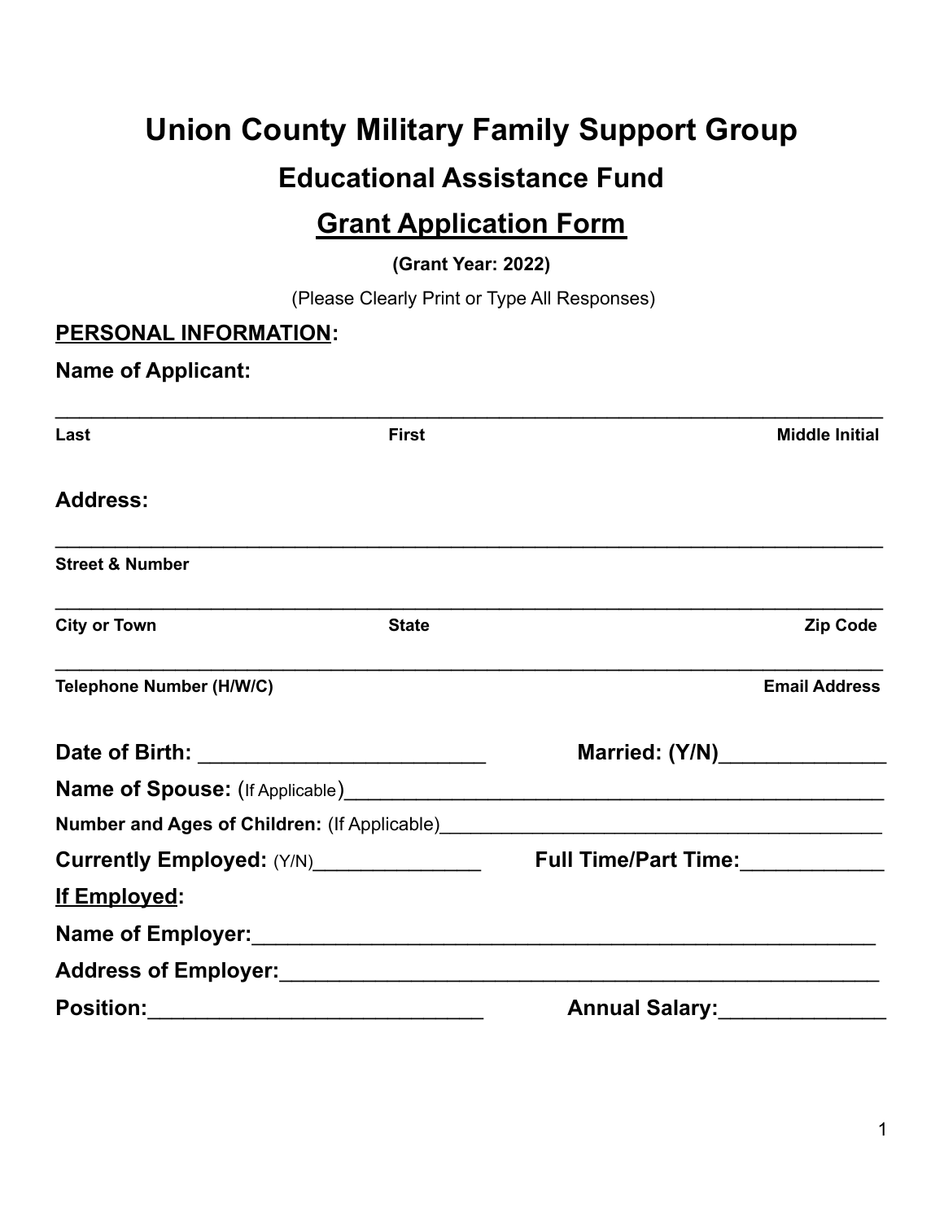# Union County Military Family Support Group

## Educational Assistance Fund

## <u>Grant Application Form</u>

**(Grant Year: 2022)**

(Please Clearly Print or Type All Responses)

**<u>PERSONAL INFORMATION</u>:**

**Name of Applicant:**

________________________________________________________________________

**Last** **First** **Middle Initial**

**Address:**

________________________________________________________________________

**Street & Number**

________________________________________________________________________

**City or Town** **State** **Zip Code**

________________________________________________________________________

**Telephone Number (H/W/C)** **Email Address**

**Date of Birth:** _________________________ **Married: (Y/N)**______________

**Name of Spouse:** (If Applicable)_____________________________________________

**Number and Ages of Children:** (If Applicable)__________________________________________

**Currently Employed:** (Y/N)______________ **Full Time/Part Time:**____________

**<u>If Employed</u>:**

**Name of Employer:**_______________________________________________________

**Address of Employer:**_____________________________________________________

**Position:**____________________________ **Annual Salary:**______________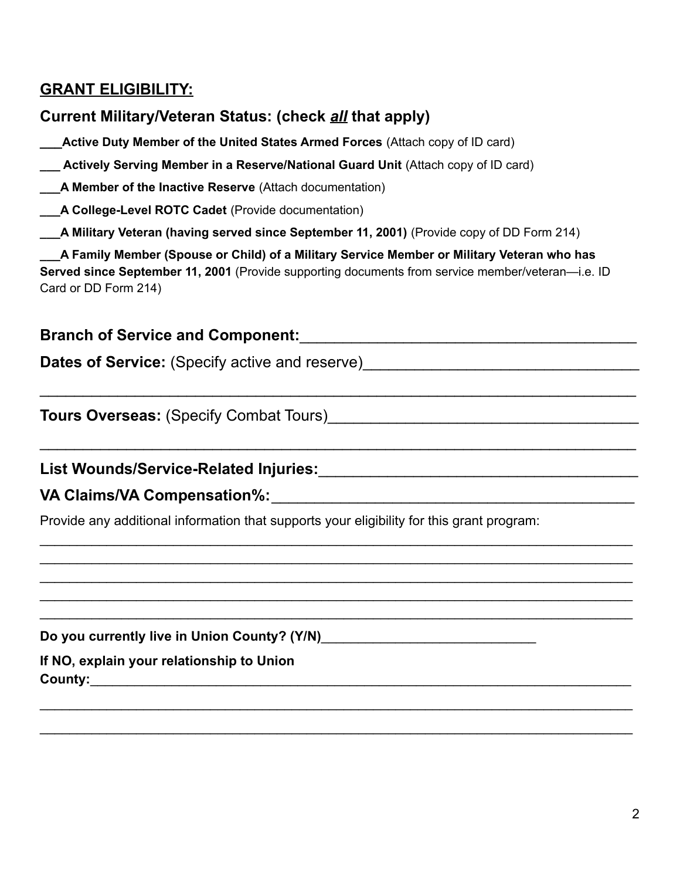## GRANT ELIGIBILITY:

### Current Military/Veteran Status: (check *all* that apply)

___**Active Duty Member of the United States Armed Forces** (Attach copy of ID card)

___ **Actively Serving Member in a Reserve/National Guard Unit** (Attach copy of ID card)

___**A Member of the Inactive Reserve** (Attach documentation)

___**A College-Level ROTC Cadet** (Provide documentation)

___**A Military Veteran (having served since September 11, 2001)** (Provide copy of DD Form 214)

___**A Family Member (Spouse or Child) of a Military Service Member or Military Veteran who has Served since September 11, 2001** (Provide supporting documents from service member/veteran—i.e. ID Card or DD Form 214)

**Branch of Service and Component:**_______________________________________

**Dates of Service:** (Specify active and reserve)_______________________________

_________________________________________________________________________

**Tours Overseas:** (Specify Combat Tours)____________________________________

_________________________________________________________________________

**List Wounds/Service-Related Injuries:**_____________________________________

**VA Claims/VA Compensation%:**__________________________________________

Provide any additional information that supports your eligibility for this grant program:

_________________________________________________________________________

_________________________________________________________________________

_________________________________________________________________________

_________________________________________________________________________

_________________________________________________________________________

**Do you currently live in Union County? (Y/N)**____________________________

**If NO, explain your relationship to Union County:**_________________________________________________________________

_________________________________________________________________________

_________________________________________________________________________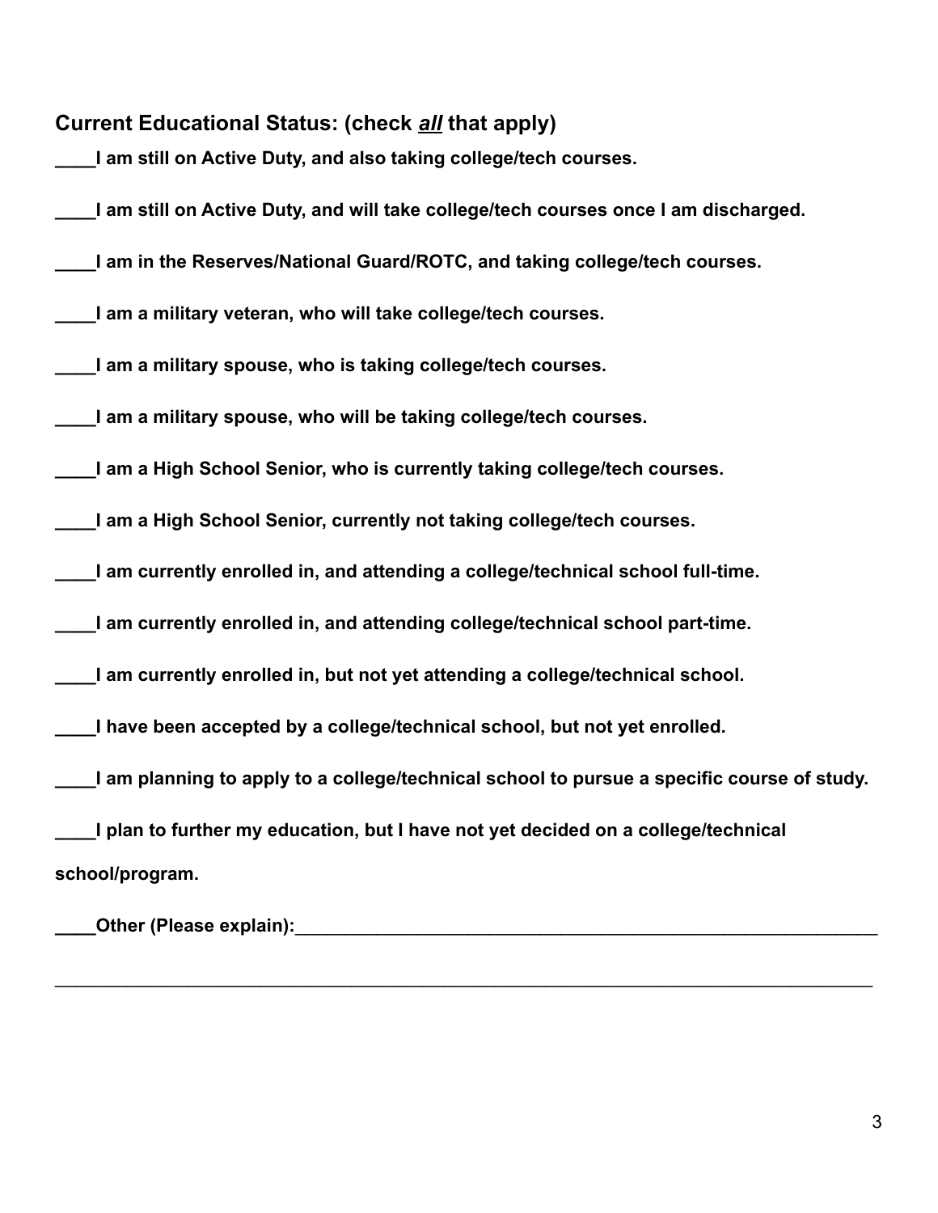**Current Educational Status: (check *all* that apply)**

**____I am still on Active Duty, and also taking college/tech courses.**

**____I am still on Active Duty, and will take college/tech courses once I am discharged.**

**____I am in the Reserves/National Guard/ROTC, and taking college/tech courses.**

**____I am a military veteran, who will take college/tech courses.**

**____I am a military spouse, who is taking college/tech courses.**

**____I am a military spouse, who will be taking college/tech courses.**

**____I am a High School Senior, who is currently taking college/tech courses.**

**____I am a High School Senior, currently not taking college/tech courses.**

**____I am currently enrolled in, and attending a college/technical school full-time.**

**____I am currently enrolled in, and attending college/technical school part-time.**

**____I am currently enrolled in, but not yet attending a college/technical school.**

**____I have been accepted by a college/technical school, but not yet enrolled.**

**____I am planning to apply to a college/technical school to pursue a specific course of study.**

**____I plan to further my education, but I have not yet decided on a college/technical school/program.**

**____Other (Please explain):____________________________________________________________**

**______________________________________________________________________________________**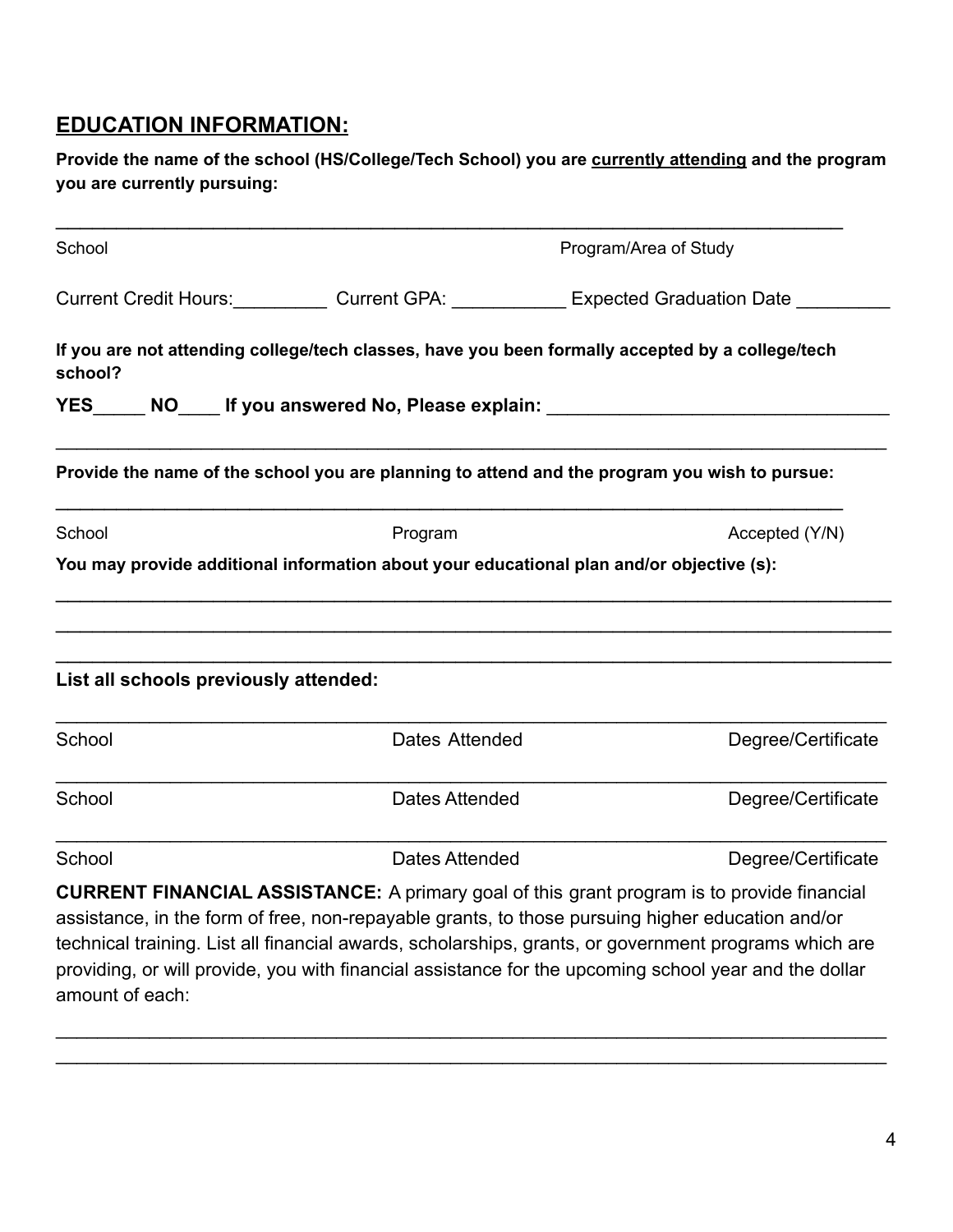## EDUCATION INFORMATION:

**Provide the name of the school (HS/College/Tech School) you are currently attending and the program you are currently pursuing:**

______________________________________________________________________________

School                                                                                    Program/Area of Study

Current Credit Hours:_________ Current GPA: ___________ Expected Graduation Date _________

**If you are not attending college/tech classes, have you been formally accepted by a college/tech school?**

**YES_____ NO____ If you answered No, Please explain:** ________________________________

______________________________________________________________________________

**Provide the name of the school you are planning to attend and the program you wish to pursue:**

______________________________________________________________________________

School                                        Program                                        Accepted (Y/N)

**You may provide additional information about your educational plan and/or objective (s):**

______________________________________________________________________________

______________________________________________________________________________

______________________________________________________________________________

**List all schools previously attended:**

______________________________________________________________________________

School                                        Dates Attended                                        Degree/Certificate

______________________________________________________________________________

School                                        Dates Attended                                        Degree/Certificate

______________________________________________________________________________

School                                        Dates Attended                                        Degree/Certificate

**CURRENT FINANCIAL ASSISTANCE:** A primary goal of this grant program is to provide financial assistance, in the form of free, non-repayable grants, to those pursuing higher education and/or technical training. List all financial awards, scholarships, grants, or government programs which are providing, or will provide, you with financial assistance for the upcoming school year and the dollar amount of each:

______________________________________________________________________________

______________________________________________________________________________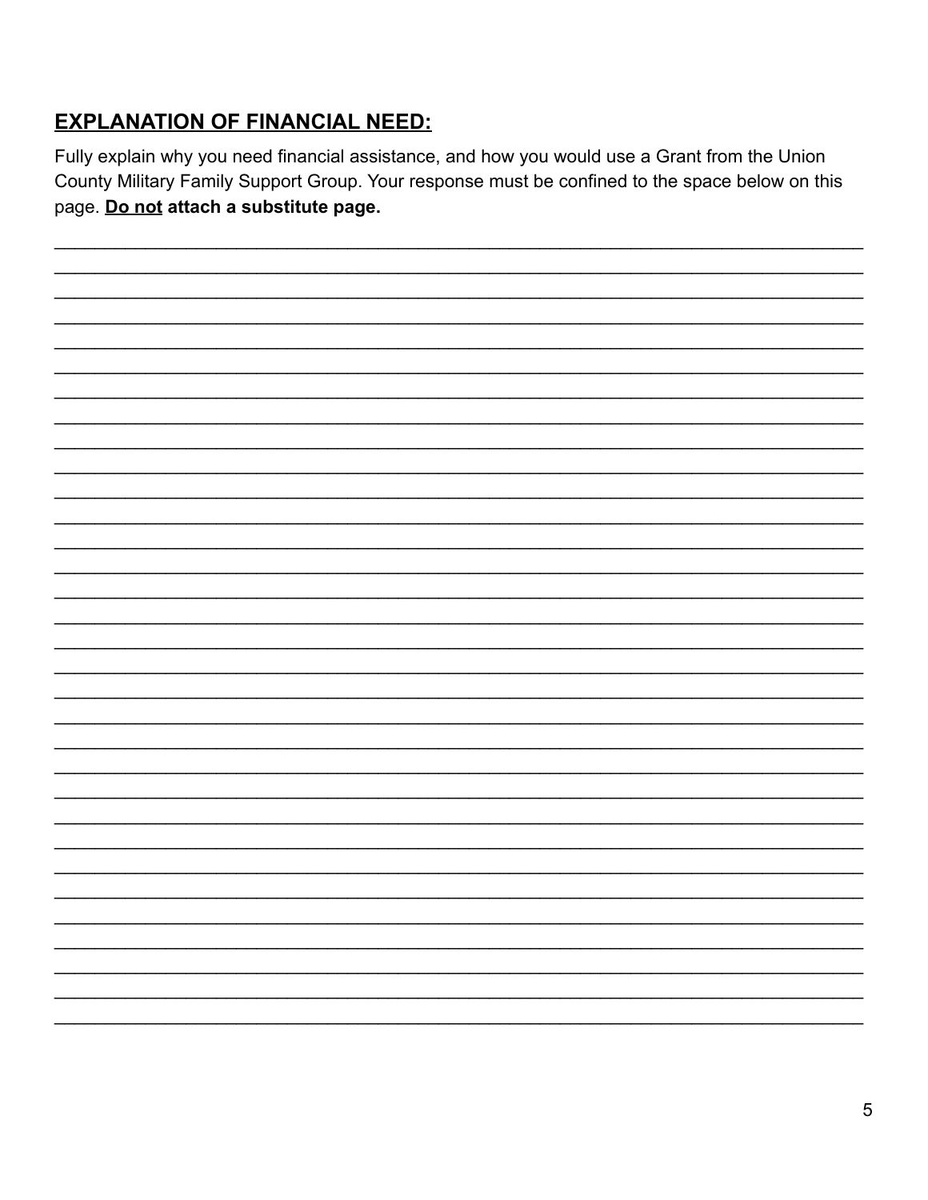## **EXPLANATION OF FINANCIAL NEED:**

Fully explain why you need financial assistance, and how you would use a Grant from the Union County Military Family Support Group. Your response must be confined to the space below on this page. **Do not attach a substitute page.**

________________________________________________________________________________
________________________________________________________________________________
________________________________________________________________________________
________________________________________________________________________________
________________________________________________________________________________
________________________________________________________________________________
________________________________________________________________________________
________________________________________________________________________________
________________________________________________________________________________
________________________________________________________________________________
________________________________________________________________________________
________________________________________________________________________________
________________________________________________________________________________
________________________________________________________________________________
________________________________________________________________________________
________________________________________________________________________________
________________________________________________________________________________
________________________________________________________________________________
________________________________________________________________________________
________________________________________________________________________________
________________________________________________________________________________
________________________________________________________________________________
________________________________________________________________________________
________________________________________________________________________________
________________________________________________________________________________
________________________________________________________________________________
________________________________________________________________________________
________________________________________________________________________________
________________________________________________________________________________
________________________________________________________________________________
________________________________________________________________________________
________________________________________________________________________________
________________________________________________________________________________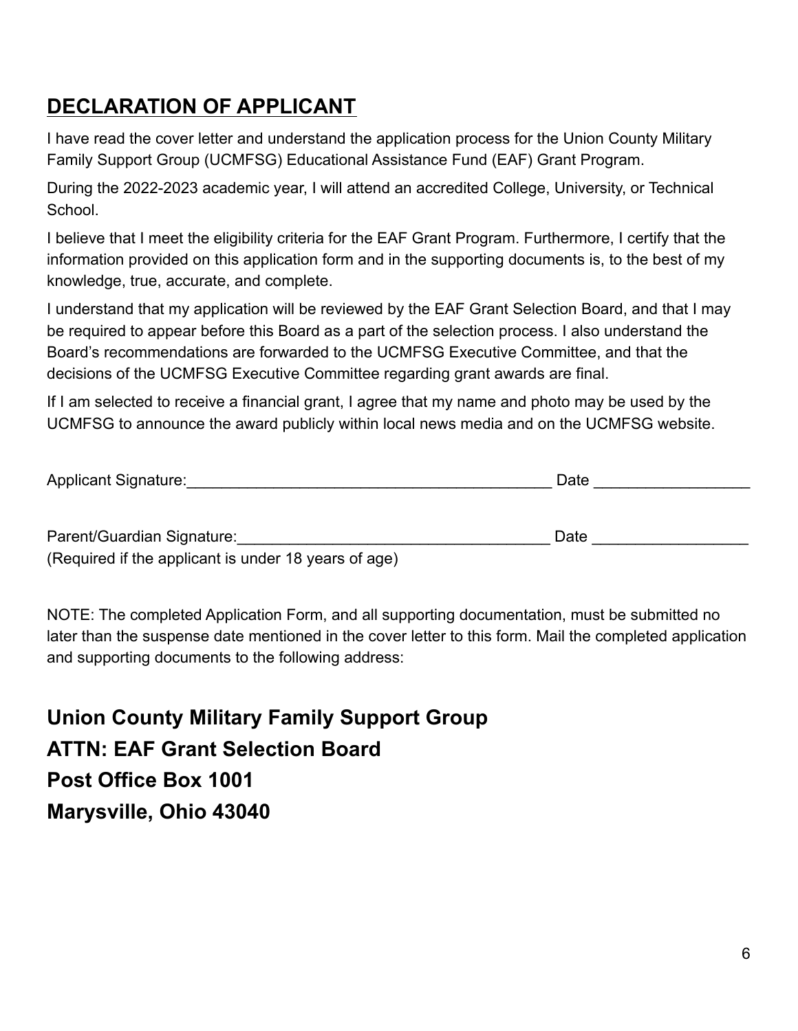## DECLARATION OF APPLICANT

I have read the cover letter and understand the application process for the Union County Military Family Support Group (UCMFSG) Educational Assistance Fund (EAF) Grant Program.

During the 2022-2023 academic year, I will attend an accredited College, University, or Technical School.

I believe that I meet the eligibility criteria for the EAF Grant Program. Furthermore, I certify that the information provided on this application form and in the supporting documents is, to the best of my knowledge, true, accurate, and complete.

I understand that my application will be reviewed by the EAF Grant Selection Board, and that I may be required to appear before this Board as a part of the selection process. I also understand the Board's recommendations are forwarded to the UCMFSG Executive Committee, and that the decisions of the UCMFSG Executive Committee regarding grant awards are final.

If I am selected to receive a financial grant, I agree that my name and photo may be used by the UCMFSG to announce the award publicly within local news media and on the UCMFSG website.

Applicant Signature:__________________________________________ Date __________________

Parent/Guardian Signature:____________________________________ Date __________________
(Required if the applicant is under 18 years of age)

NOTE: The completed Application Form, and all supporting documentation, must be submitted no later than the suspense date mentioned in the cover letter to this form. Mail the completed application and supporting documents to the following address:

**Union County Military Family Support Group**
**ATTN: EAF Grant Selection Board**
**Post Office Box 1001**
**Marysville, Ohio 43040**